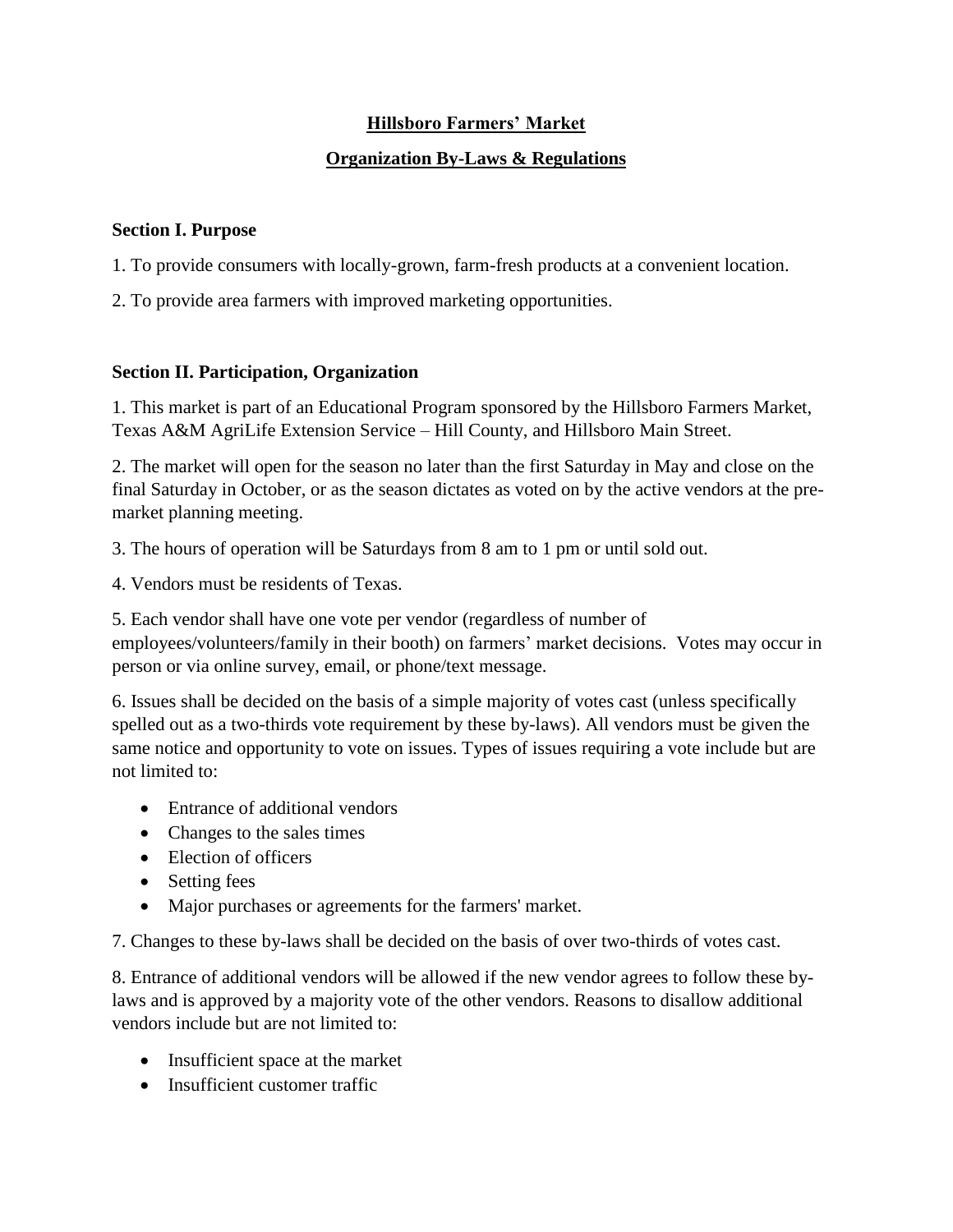# Hillsboro Farmers' Market

## Organization By-Laws & Regulations

### Section I. Purpose

1. To provide consumers with locally-grown, farm-fresh products at a convenient location.
2. To provide area farmers with improved marketing opportunities.

### Section II. Participation, Organization

1. This market is part of an Educational Program sponsored by the Hillsboro Farmers Market, Texas A&M AgriLife Extension Service – Hill County, and Hillsboro Main Street.
2. The market will open for the season no later than the first Saturday in May and close on the final Saturday in October, or as the season dictates as voted on by the active vendors at the pre-market planning meeting.
3. The hours of operation will be Saturdays from 8 am to 1 pm or until sold out.
4. Vendors must be residents of Texas.
5. Each vendor shall have one vote per vendor (regardless of number of employees/volunteers/family in their booth) on farmers' market decisions. Votes may occur in person or via online survey, email, or phone/text message.
6. Issues shall be decided on the basis of a simple majority of votes cast (unless specifically spelled out as a two-thirds vote requirement by these by-laws). All vendors must be given the same notice and opportunity to vote on issues. Types of issues requiring a vote include but are not limited to:
   - Entrance of additional vendors
   - Changes to the sales times
   - Election of officers
   - Setting fees
   - Major purchases or agreements for the farmers' market.
7. Changes to these by-laws shall be decided on the basis of over two-thirds of votes cast.
8. Entrance of additional vendors will be allowed if the new vendor agrees to follow these by-laws and is approved by a majority vote of the other vendors. Reasons to disallow additional vendors include but are not limited to:
   - Insufficient space at the market
   - Insufficient customer traffic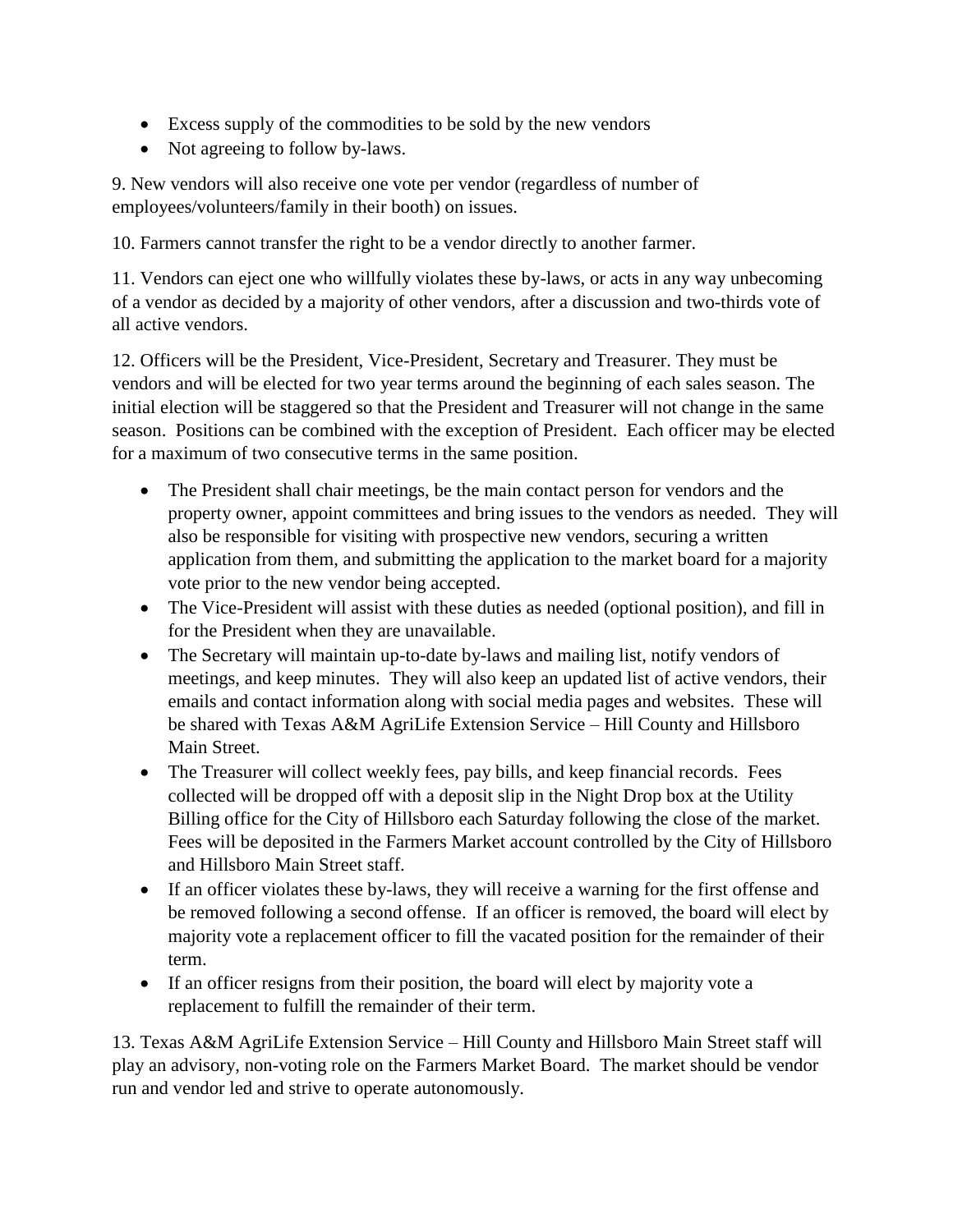- Excess supply of the commodities to be sold by the new vendors
- Not agreeing to follow by-laws.

9. New vendors will also receive one vote per vendor (regardless of number of employees/volunteers/family in their booth) on issues.

10. Farmers cannot transfer the right to be a vendor directly to another farmer.

11. Vendors can eject one who willfully violates these by-laws, or acts in any way unbecoming of a vendor as decided by a majority of other vendors, after a discussion and two-thirds vote of all active vendors.

12. Officers will be the President, Vice-President, Secretary and Treasurer. They must be vendors and will be elected for two year terms around the beginning of each sales season. The initial election will be staggered so that the President and Treasurer will not change in the same season. Positions can be combined with the exception of President. Each officer may be elected for a maximum of two consecutive terms in the same position.

- The President shall chair meetings, be the main contact person for vendors and the property owner, appoint committees and bring issues to the vendors as needed. They will also be responsible for visiting with prospective new vendors, securing a written application from them, and submitting the application to the market board for a majority vote prior to the new vendor being accepted.
- The Vice-President will assist with these duties as needed (optional position), and fill in for the President when they are unavailable.
- The Secretary will maintain up-to-date by-laws and mailing list, notify vendors of meetings, and keep minutes. They will also keep an updated list of active vendors, their emails and contact information along with social media pages and websites. These will be shared with Texas A&M AgriLife Extension Service – Hill County and Hillsboro Main Street.
- The Treasurer will collect weekly fees, pay bills, and keep financial records. Fees collected will be dropped off with a deposit slip in the Night Drop box at the Utility Billing office for the City of Hillsboro each Saturday following the close of the market. Fees will be deposited in the Farmers Market account controlled by the City of Hillsboro and Hillsboro Main Street staff.
- If an officer violates these by-laws, they will receive a warning for the first offense and be removed following a second offense. If an officer is removed, the board will elect by majority vote a replacement officer to fill the vacated position for the remainder of their term.
- If an officer resigns from their position, the board will elect by majority vote a replacement to fulfill the remainder of their term.

13. Texas A&M AgriLife Extension Service – Hill County and Hillsboro Main Street staff will play an advisory, non-voting role on the Farmers Market Board. The market should be vendor run and vendor led and strive to operate autonomously.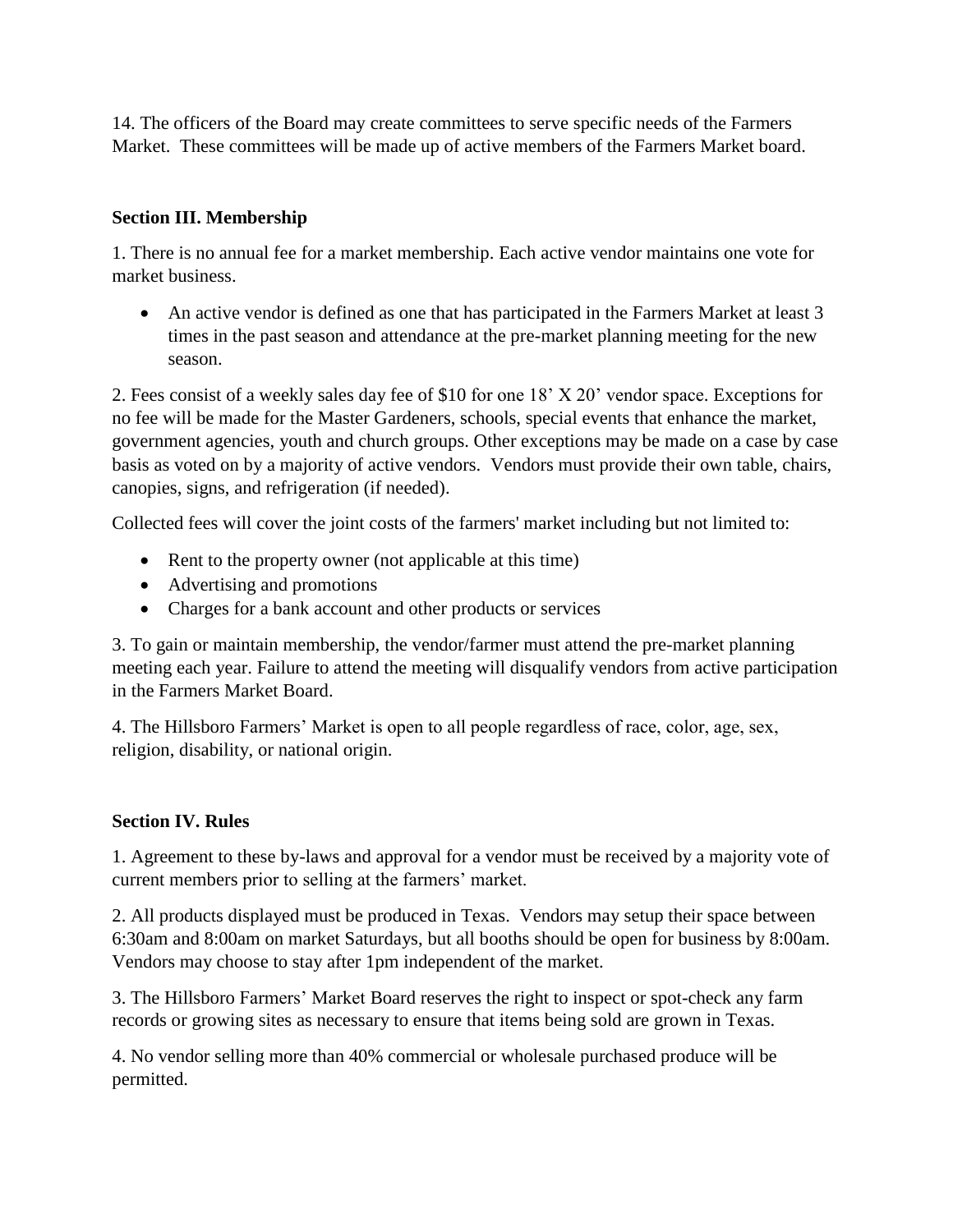14. The officers of the Board may create committees to serve specific needs of the Farmers Market. These committees will be made up of active members of the Farmers Market board.

### Section III. Membership

1. There is no annual fee for a market membership. Each active vendor maintains one vote for market business.

- An active vendor is defined as one that has participated in the Farmers Market at least 3 times in the past season and attendance at the pre-market planning meeting for the new season.

2. Fees consist of a weekly sales day fee of $10 for one 18' X 20' vendor space. Exceptions for no fee will be made for the Master Gardeners, schools, special events that enhance the market, government agencies, youth and church groups. Other exceptions may be made on a case by case basis as voted on by a majority of active vendors. Vendors must provide their own table, chairs, canopies, signs, and refrigeration (if needed).

Collected fees will cover the joint costs of the farmers' market including but not limited to:

- Rent to the property owner (not applicable at this time)
- Advertising and promotions
- Charges for a bank account and other products or services

3. To gain or maintain membership, the vendor/farmer must attend the pre-market planning meeting each year. Failure to attend the meeting will disqualify vendors from active participation in the Farmers Market Board.

4. The Hillsboro Farmers' Market is open to all people regardless of race, color, age, sex, religion, disability, or national origin.

### Section IV. Rules

1. Agreement to these by-laws and approval for a vendor must be received by a majority vote of current members prior to selling at the farmers' market.

2. All products displayed must be produced in Texas. Vendors may setup their space between 6:30am and 8:00am on market Saturdays, but all booths should be open for business by 8:00am. Vendors may choose to stay after 1pm independent of the market.

3. The Hillsboro Farmers' Market Board reserves the right to inspect or spot-check any farm records or growing sites as necessary to ensure that items being sold are grown in Texas.

4. No vendor selling more than 40% commercial or wholesale purchased produce will be permitted.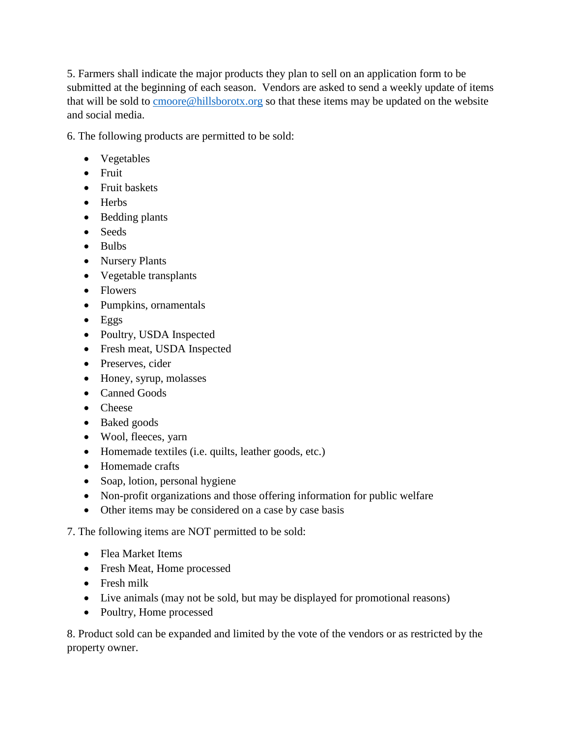5. Farmers shall indicate the major products they plan to sell on an application form to be submitted at the beginning of each season. Vendors are asked to send a weekly update of items that will be sold to cmoore@hillsborotx.org so that these items may be updated on the website and social media.

6. The following products are permitted to be sold:

- Vegetables
- Fruit
- Fruit baskets
- Herbs
- Bedding plants
- Seeds
- Bulbs
- Nursery Plants
- Vegetable transplants
- Flowers
- Pumpkins, ornamentals
- Eggs
- Poultry, USDA Inspected
- Fresh meat, USDA Inspected
- Preserves, cider
- Honey, syrup, molasses
- Canned Goods
- Cheese
- Baked goods
- Wool, fleeces, yarn
- Homemade textiles (i.e. quilts, leather goods, etc.)
- Homemade crafts
- Soap, lotion, personal hygiene
- Non-profit organizations and those offering information for public welfare
- Other items may be considered on a case by case basis

7. The following items are NOT permitted to be sold:

- Flea Market Items
- Fresh Meat, Home processed
- Fresh milk
- Live animals (may not be sold, but may be displayed for promotional reasons)
- Poultry, Home processed

8. Product sold can be expanded and limited by the vote of the vendors or as restricted by the property owner.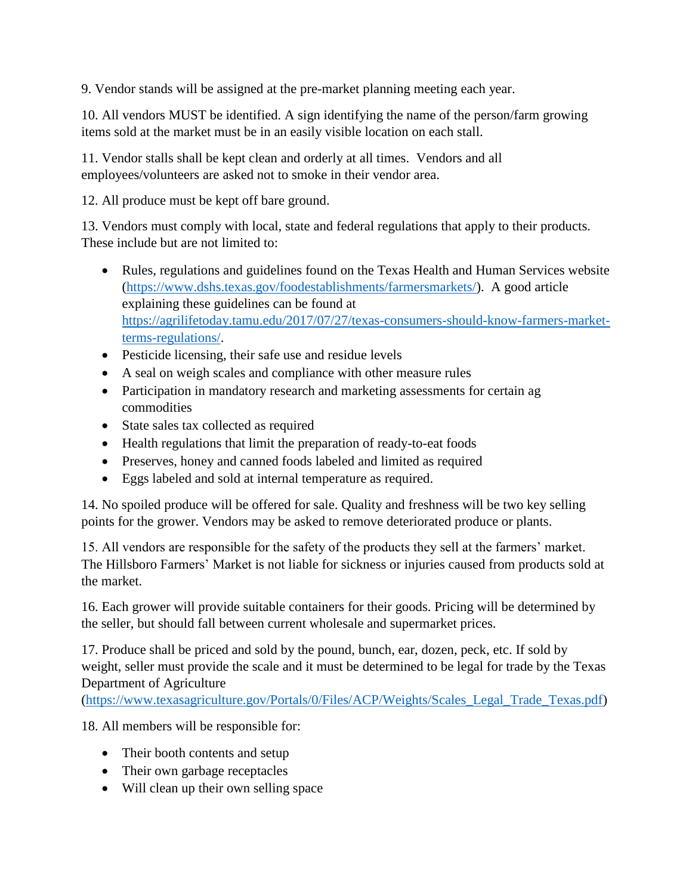9. Vendor stands will be assigned at the pre-market planning meeting each year.

10. All vendors MUST be identified. A sign identifying the name of the person/farm growing items sold at the market must be in an easily visible location on each stall.

11. Vendor stalls shall be kept clean and orderly at all times. Vendors and all employees/volunteers are asked not to smoke in their vendor area.

12. All produce must be kept off bare ground.

13. Vendors must comply with local, state and federal regulations that apply to their products. These include but are not limited to:

- Rules, regulations and guidelines found on the Texas Health and Human Services website (https://www.dshs.texas.gov/foodestablishments/farmersmarkets/). A good article explaining these guidelines can be found at https://agrilifetoday.tamu.edu/2017/07/27/texas-consumers-should-know-farmers-market-terms-regulations/.
- Pesticide licensing, their safe use and residue levels
- A seal on weigh scales and compliance with other measure rules
- Participation in mandatory research and marketing assessments for certain ag commodities
- State sales tax collected as required
- Health regulations that limit the preparation of ready-to-eat foods
- Preserves, honey and canned foods labeled and limited as required
- Eggs labeled and sold at internal temperature as required.

14. No spoiled produce will be offered for sale. Quality and freshness will be two key selling points for the grower. Vendors may be asked to remove deteriorated produce or plants.

15. All vendors are responsible for the safety of the products they sell at the farmers' market. The Hillsboro Farmers' Market is not liable for sickness or injuries caused from products sold at the market.

16. Each grower will provide suitable containers for their goods. Pricing will be determined by the seller, but should fall between current wholesale and supermarket prices.

17. Produce shall be priced and sold by the pound, bunch, ear, dozen, peck, etc. If sold by weight, seller must provide the scale and it must be determined to be legal for trade by the Texas Department of Agriculture (https://www.texasagriculture.gov/Portals/0/Files/ACP/Weights/Scales_Legal_Trade_Texas.pdf)

18. All members will be responsible for:

- Their booth contents and setup
- Their own garbage receptacles
- Will clean up their own selling space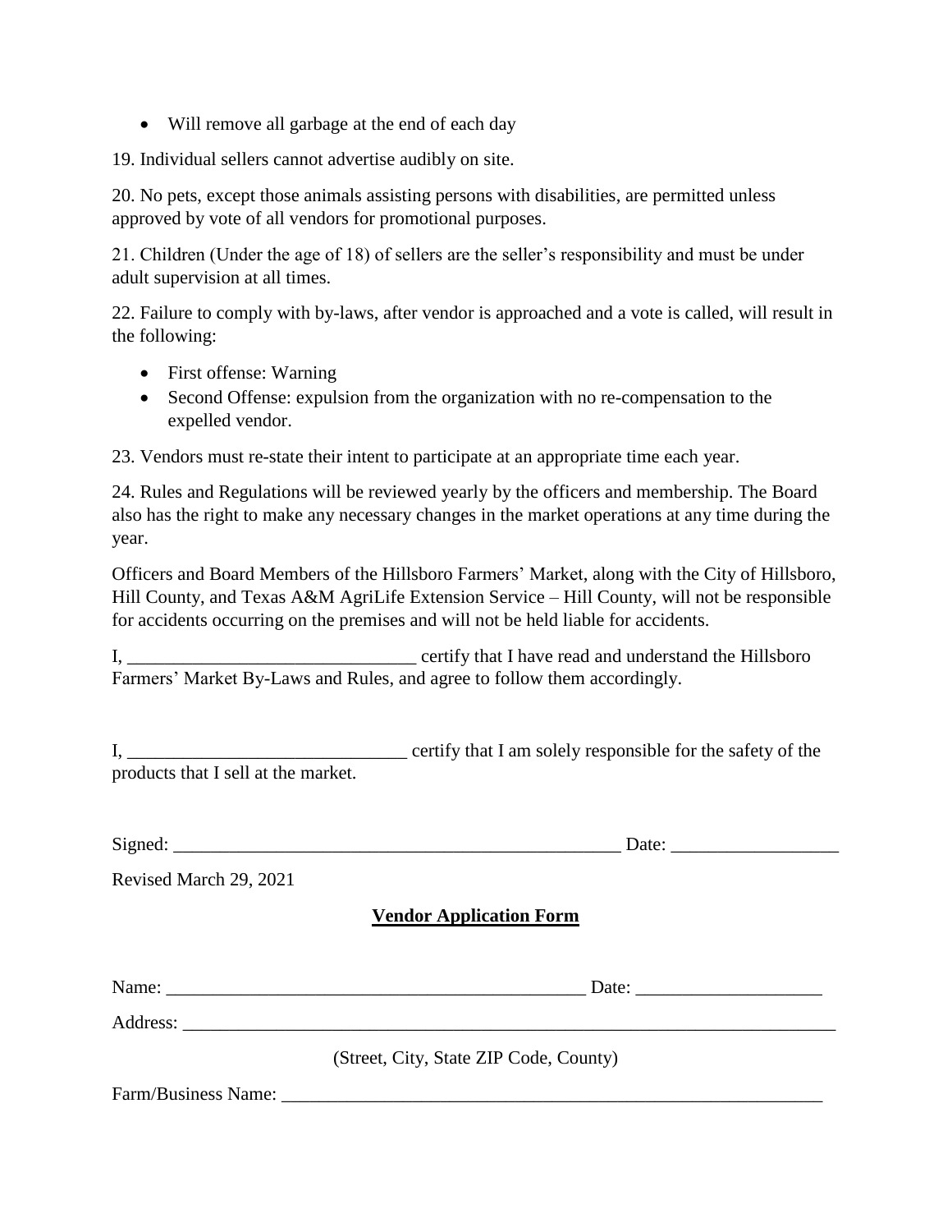- Will remove all garbage at the end of each day

19. Individual sellers cannot advertise audibly on site.

20. No pets, except those animals assisting persons with disabilities, are permitted unless approved by vote of all vendors for promotional purposes.

21. Children (Under the age of 18) of sellers are the seller's responsibility and must be under adult supervision at all times.

22. Failure to comply with by-laws, after vendor is approached and a vote is called, will result in the following:

- First offense: Warning
- Second Offense: expulsion from the organization with no re-compensation to the expelled vendor.

23. Vendors must re-state their intent to participate at an appropriate time each year.

24. Rules and Regulations will be reviewed yearly by the officers and membership. The Board also has the right to make any necessary changes in the market operations at any time during the year.

Officers and Board Members of the Hillsboro Farmers' Market, along with the City of Hillsboro, Hill County, and Texas A&M AgriLife Extension Service – Hill County, will not be responsible for accidents occurring on the premises and will not be held liable for accidents.

I, _______________________________ certify that I have read and understand the Hillsboro Farmers' Market By-Laws and Rules, and agree to follow them accordingly.

I, ______________________________ certify that I am solely responsible for the safety of the products that I sell at the market.

Signed: __________________________________________________ Date: __________________

Revised March 29, 2021

## Vendor Application Form

Name: ______________________________________________ Date: ____________________

Address: ___________________________________________________________________________

(Street, City, State ZIP Code, County)

Farm/Business Name: ____________________________________________________________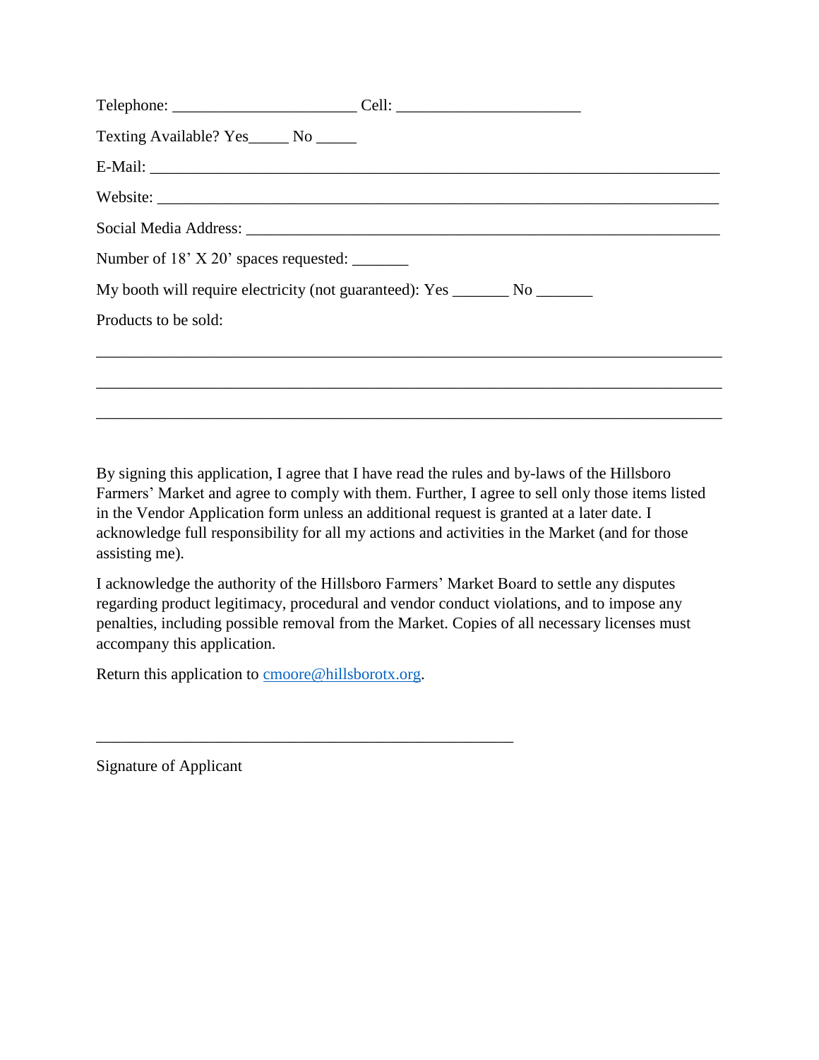Telephone: ______________________ Cell: ______________________

Texting Available? Yes_____ No _____

E-Mail: ______________________________________________________________________

Website: _____________________________________________________________________

Social Media Address: __________________________________________________________

Number of 18' X 20' spaces requested: _______

My booth will require electricity (not guaranteed): Yes _______ No _______

Products to be sold:

_____________________________________________________________________________

_____________________________________________________________________________

_____________________________________________________________________________

By signing this application, I agree that I have read the rules and by-laws of the Hillsboro Farmers' Market and agree to comply with them. Further, I agree to sell only those items listed in the Vendor Application form unless an additional request is granted at a later date. I acknowledge full responsibility for all my actions and activities in the Market (and for those assisting me).

I acknowledge the authority of the Hillsboro Farmers' Market Board to settle any disputes regarding product legitimacy, procedural and vendor conduct violations, and to impose any penalties, including possible removal from the Market. Copies of all necessary licenses must accompany this application.

Return this application to [cmoore@hillsborotx.org](mailto:cmoore@hillsborotx.org).

__________________________________________________

Signature of Applicant